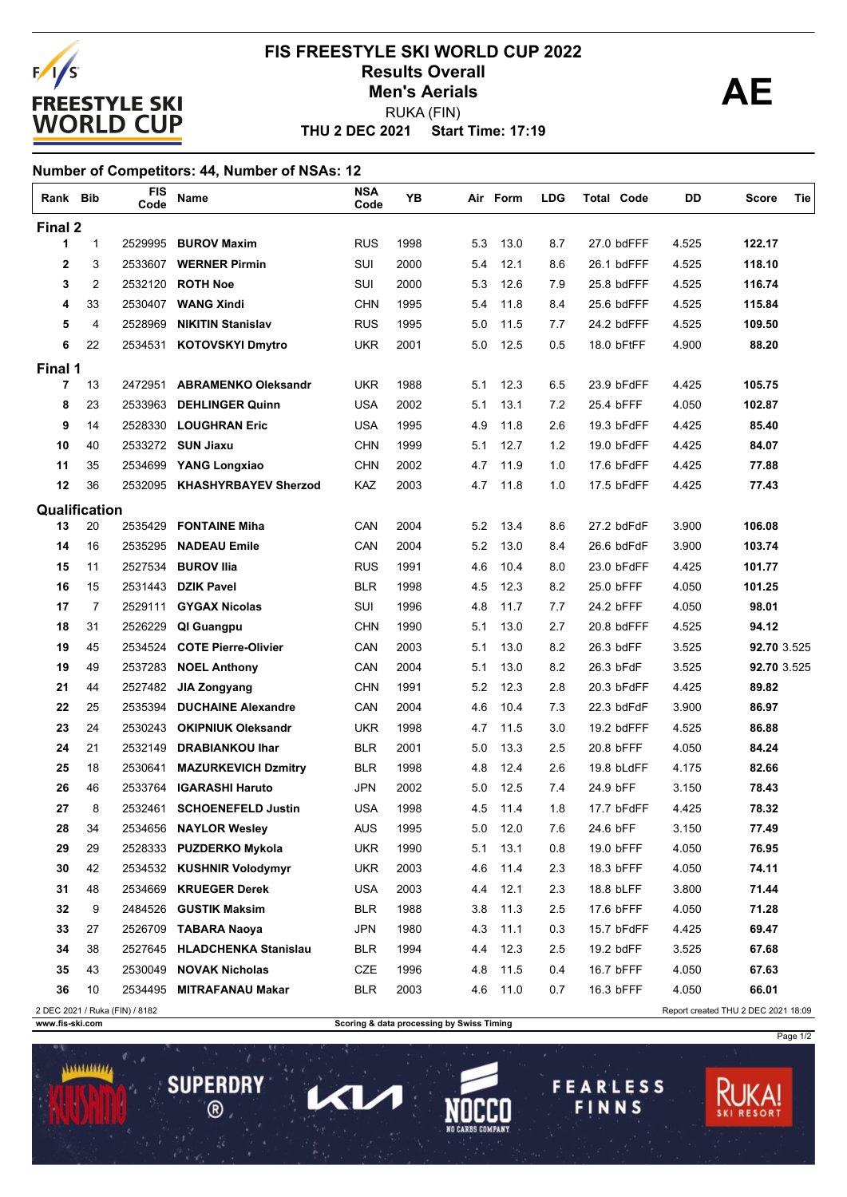# FIS FREESTYLE SKI WORLD CUP 2022

## Results Overall

## Men's Aerials

RUKA (FIN)

**THU 2 DEC 2021 Start Time: 17:19**

**AE**

### Number of Competitors: 44, Number of NSAs: 12

| Rank | Bib | FIS Code | Name | NSA Code | YB | Air | Form | LDG | Total | Code | DD | Score | Tie |
|---|---|---|---|---|---|---|---|---|---|---|---|---|---|
| **Final 2** | | | | | | | | | | | | | |
| 1 | 1 | 2529995 | **BUROV Maxim** | RUS | 1998 | 5.3 | 13.0 | 8.7 | 27.0 | bdFFF | 4.525 | **122.17** | |
| 2 | 3 | 2533607 | **WERNER Pirmin** | SUI | 2000 | 5.4 | 12.1 | 8.6 | 26.1 | bdFFF | 4.525 | **118.10** | |
| 3 | 2 | 2532120 | **ROTH Noe** | SUI | 2000 | 5.3 | 12.6 | 7.9 | 25.8 | bdFFF | 4.525 | **116.74** | |
| 4 | 33 | 2530407 | **WANG Xindi** | CHN | 1995 | 5.4 | 11.8 | 8.4 | 25.6 | bdFFF | 4.525 | **115.84** | |
| 5 | 4 | 2528969 | **NIKITIN Stanislav** | RUS | 1995 | 5.0 | 11.5 | 7.7 | 24.2 | bdFFF | 4.525 | **109.50** | |
| 6 | 22 | 2534531 | **KOTOVSKYI Dmytro** | UKR | 2001 | 5.0 | 12.5 | 0.5 | 18.0 | bFtFF | 4.900 | **88.20** | |
| **Final 1** | | | | | | | | | | | | | |
| 7 | 13 | 2472951 | **ABRAMENKO Oleksandr** | UKR | 1988 | 5.1 | 12.3 | 6.5 | 23.9 | bFdFF | 4.425 | **105.75** | |
| 8 | 23 | 2533963 | **DEHLINGER Quinn** | USA | 2002 | 5.1 | 13.1 | 7.2 | 25.4 | bFFF | 4.050 | **102.87** | |
| 9 | 14 | 2528330 | **LOUGHRAN Eric** | USA | 1995 | 4.9 | 11.8 | 2.6 | 19.3 | bFdFF | 4.425 | **85.40** | |
| 10 | 40 | 2533272 | **SUN Jiaxu** | CHN | 1999 | 5.1 | 12.7 | 1.2 | 19.0 | bFdFF | 4.425 | **84.07** | |
| 11 | 35 | 2534699 | **YANG Longxiao** | CHN | 2002 | 4.7 | 11.9 | 1.0 | 17.6 | bFdFF | 4.425 | **77.88** | |
| 12 | 36 | 2532095 | **KHASHYRBAYEV Sherzod** | KAZ | 2003 | 4.7 | 11.8 | 1.0 | 17.5 | bFdFF | 4.425 | **77.43** | |
| **Qualification** | | | | | | | | | | | | | |
| 13 | 20 | 2535429 | **FONTAINE Miha** | CAN | 2004 | 5.2 | 13.4 | 8.6 | 27.2 | bdFdF | 3.900 | **106.08** | |
| 14 | 16 | 2535295 | **NADEAU Emile** | CAN | 2004 | 5.2 | 13.0 | 8.4 | 26.6 | bdFdF | 3.900 | **103.74** | |
| 15 | 11 | 2527534 | **BUROV Ilia** | RUS | 1991 | 4.6 | 10.4 | 8.0 | 23.0 | bFdFF | 4.425 | **101.77** | |
| 16 | 15 | 2531443 | **DZIK Pavel** | BLR | 1998 | 4.5 | 12.3 | 8.2 | 25.0 | bFFF | 4.050 | **101.25** | |
| 17 | 7 | 2529111 | **GYGAX Nicolas** | SUI | 1996 | 4.8 | 11.7 | 7.7 | 24.2 | bFFF | 4.050 | **98.01** | |
| 18 | 31 | 2526229 | **QI Guangpu** | CHN | 1990 | 5.1 | 13.0 | 2.7 | 20.8 | bdFFF | 4.525 | **94.12** | |
| 19 | 45 | 2534524 | **COTE Pierre-Olivier** | CAN | 2003 | 5.1 | 13.0 | 8.2 | 26.3 | bdFF | 3.525 | **92.70** | 3.525 |
| 19 | 49 | 2537283 | **NOEL Anthony** | CAN | 2004 | 5.1 | 13.0 | 8.2 | 26.3 | bFdF | 3.525 | **92.70** | 3.525 |
| 21 | 44 | 2527482 | **JIA Zongyang** | CHN | 1991 | 5.2 | 12.3 | 2.8 | 20.3 | bFdFF | 4.425 | **89.82** | |
| 22 | 25 | 2535394 | **DUCHAINE Alexandre** | CAN | 2004 | 4.6 | 10.4 | 7.3 | 22.3 | bdFdF | 3.900 | **86.97** | |
| 23 | 24 | 2530243 | **OKIPNIUK Oleksandr** | UKR | 1998 | 4.7 | 11.5 | 3.0 | 19.2 | bdFFF | 4.525 | **86.88** | |
| 24 | 21 | 2532149 | **DRABIANKOU Ihar** | BLR | 2001 | 5.0 | 13.3 | 2.5 | 20.8 | bFFF | 4.050 | **84.24** | |
| 25 | 18 | 2530641 | **MAZURKEVICH Dzmitry** | BLR | 1998 | 4.8 | 12.4 | 2.6 | 19.8 | bLdFF | 4.175 | **82.66** | |
| 26 | 46 | 2533764 | **IGARASHI Haruto** | JPN | 2002 | 5.0 | 12.5 | 7.4 | 24.9 | bFF | 3.150 | **78.43** | |
| 27 | 8 | 2532461 | **SCHOENEFELD Justin** | USA | 1998 | 4.5 | 11.4 | 1.8 | 17.7 | bFdFF | 4.425 | **78.32** | |
| 28 | 34 | 2534656 | **NAYLOR Wesley** | AUS | 1995 | 5.0 | 12.0 | 7.6 | 24.6 | bFF | 3.150 | **77.49** | |
| 29 | 29 | 2528333 | **PUZDERKO Mykola** | UKR | 1990 | 5.1 | 13.1 | 0.8 | 19.0 | bFFF | 4.050 | **76.95** | |
| 30 | 42 | 2534532 | **KUSHNIR Volodymyr** | UKR | 2003 | 4.6 | 11.4 | 2.3 | 18.3 | bFFF | 4.050 | **74.11** | |
| 31 | 48 | 2534669 | **KRUEGER Derek** | USA | 2003 | 4.4 | 12.1 | 2.3 | 18.8 | bLFF | 3.800 | **71.44** | |
| 32 | 9 | 2484526 | **GUSTIK Maksim** | BLR | 1988 | 3.8 | 11.3 | 2.5 | 17.6 | bFFF | 4.050 | **71.28** | |
| 33 | 27 | 2526709 | **TABARA Naoya** | JPN | 1980 | 4.3 | 11.1 | 0.3 | 15.7 | bFdFF | 4.425 | **69.47** | |
| 34 | 38 | 2527645 | **HLADCHENKA Stanislau** | BLR | 1994 | 4.4 | 12.3 | 2.5 | 19.2 | bdFF | 3.525 | **67.68** | |
| 35 | 43 | 2530049 | **NOVAK Nicholas** | CZE | 1996 | 4.8 | 11.5 | 0.4 | 16.7 | bFFF | 4.050 | **67.63** | |
| 36 | 10 | 2534495 | **MITRAFANAU Makar** | BLR | 2003 | 4.6 | 11.0 | 0.7 | 16.3 | bFFF | 4.050 | **66.01** | |

2 DEC 2021 / Ruka (FIN) / 8182

Report created THU 2 DEC 2021 18:09

Scoring & data processing by Swiss Timing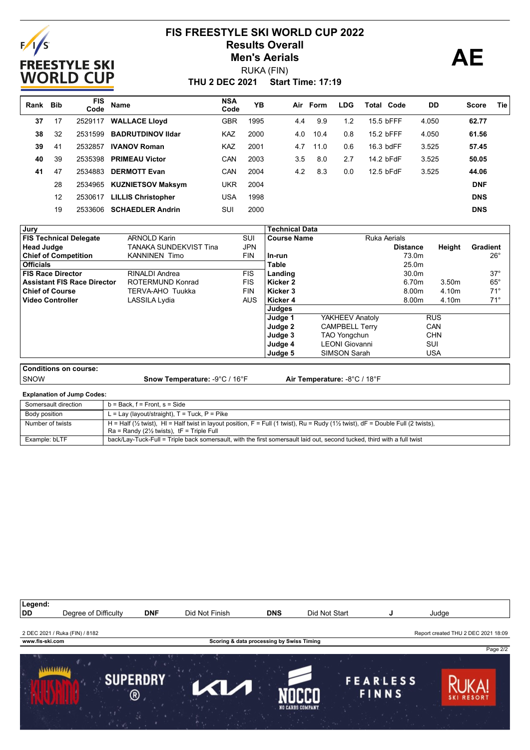# FIS FREESTYLE SKI WORLD CUP 2022

## Results Overall

## Men's Aerials

RUKA (FIN)

**THU 2 DEC 2021 Start Time: 17:19**

**AE**

| Rank | Bib | FIS Code | Name | NSA Code | YB | Air | Form | LDG | Total | Code | DD | Score | Tie |
|---|---|---|---|---|---|---|---|---|---|---|---|---|---|
| **37** | 17 | 2529117 | **WALLACE Lloyd** | GBR | 1995 | 4.4 | 9.9 | 1.2 | 15.5 | bFFF | 4.050 | **62.77** | |
| **38** | 32 | 2531599 | **BADRUTDINOV Ildar** | KAZ | 2000 | 4.0 | 10.4 | 0.8 | 15.2 | bFFF | 4.050 | **61.56** | |
| **39** | 41 | 2532857 | **IVANOV Roman** | KAZ | 2001 | 4.7 | 11.0 | 0.6 | 16.3 | bdFF | 3.525 | **57.45** | |
| **40** | 39 | 2535398 | **PRIMEAU Victor** | CAN | 2003 | 3.5 | 8.0 | 2.7 | 14.2 | bFdF | 3.525 | **50.05** | |
| **41** | 47 | 2534883 | **DERMOTT Evan** | CAN | 2004 | 4.2 | 8.3 | 0.0 | 12.5 | bFdF | 3.525 | **44.06** | |
| | 28 | 2534965 | **KUZNIETSOV Maksym** | UKR | 2004 | | | | | | | **DNF** | |
| | 12 | 2530617 | **LILLIS Christopher** | USA | 1998 | | | | | | | **DNS** | |
| | 19 | 2533606 | **SCHAEDLER Andrin** | SUI | 2000 | | | | | | | **DNS** | |

| Jury | | |
|---|---|---|
| **FIS Technical Delegate** | ARNOLD Karin | SUI |
| **Head Judge** | TANAKA SUNDEKVIST Tina | JPN |
| **Chief of Competition** | KANNINEN Timo | FIN |
| **Officials** | | |
| **FIS Race Director** | RINALDI Andrea | FIS |
| **Assistant FIS Race Director** | ROTERMUND Konrad | FIS |
| **Chief of Course** | TERVA-AHO Tuukka | FIN |
| **Video Controller** | LASSILA Lydia | AUS |

| Technical Data | | | |
|---|---|---|---|
| **Course Name** | Ruka Aerials | | |
| | **Distance** | **Height** | **Gradient** |
| **In-run** | 73.0m | | 26° |
| **Table** | 25.0m | | |
| **Landing** | 30.0m | | 37° |
| **Kicker 2** | 6.70m | 3.50m | 65° |
| **Kicker 3** | 8.00m | 4.10m | 71° |
| **Kicker 4** | 8.00m | 4.10m | 71° |

| Judges | | |
|---|---|---|
| **Judge 1** | YAKHEEV Anatoly | RUS |
| **Judge 2** | CAMPBELL Terry | CAN |
| **Judge 3** | TAO Yongchun | CHN |
| **Judge 4** | LEONI Giovanni | SUI |
| **Judge 5** | SIMSON Sarah | USA |

**Conditions on course:**

SNOW **Snow Temperature:** -9°C / 16°F **Air Temperature:** -8°C / 18°F

**Explanation of Jump Codes:**

| | |
|---|---|
| Somersault direction | b = Back, f = Front, s = Side |
| Body position | L = Lay (layout/straight), T = Tuck, P = Pike |
| Number of twists | H = Half (½ twist), Hl = Half twist in layout position, F = Full (1 twist), Ru = Rudy (1½ twist), dF = Double Full (2 twists), Ra = Randy (2½ twists), tF = Triple Full |
| Example: bLTF | back/Lay-Tuck-Full = Triple back somersault, with the first somersault laid out, second tucked, third with a full twist |

| Legend: | | | | | | | |
|---|---|---|---|---|---|---|---|
| **DD** | Degree of Difficulty | **DNF** | Did Not Finish | **DNS** | Did Not Start | **J** | Judge |

2 DEC 2021 / Ruka (FIN) / 8182

Report created THU 2 DEC 2021 18:09

www.fis-ski.com

Scoring & data processing by Swiss Timing